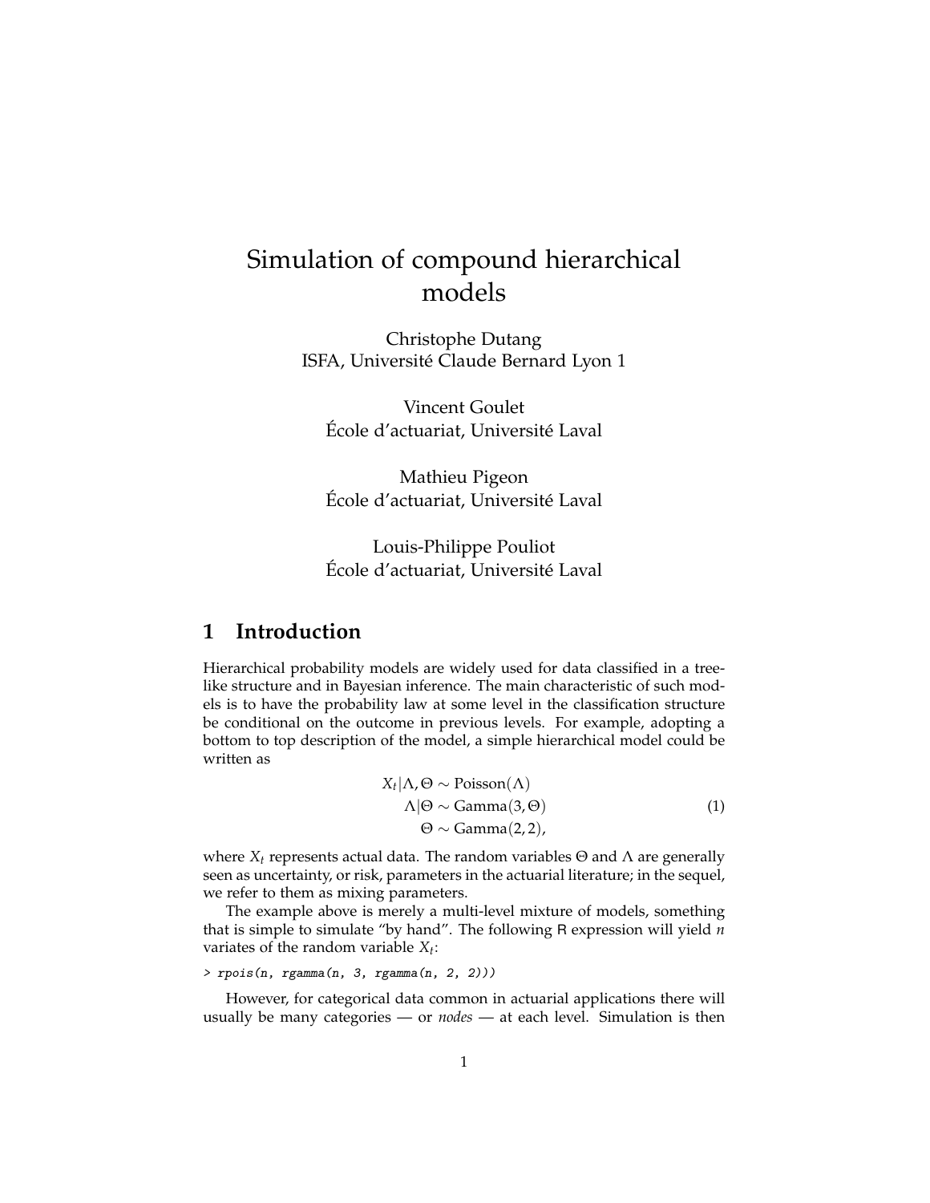// Simulation of compound hierarchical models

Christophe Dutang
ISFA, Université Claude Bernard Lyon 1

Vincent Goulet
École d'actuariat, Université Laval

Mathieu Pigeon
École d'actuariat, Université Laval

Louis-Philippe Pouliot
École d'actuariat, Université Laval

## 1 Introduction

Hierarchical probability models are widely used for data classified in a tree-like structure and in Bayesian inference. The main characteristic of such models is to have the probability law at some level in the classification structure be conditional on the outcome in previous levels. For example, adopting a bottom to top description of the model, a simple hierarchical model could be written as

$$\begin{aligned} X_t | \Lambda, \Theta &\sim \text{Poisson}(\Lambda) \\ \Lambda | \Theta &\sim \text{Gamma}(3, \Theta) \\ \Theta &\sim \text{Gamma}(2, 2), \end{aligned} \tag{1}$$

where $X_t$ represents actual data. The random variables $\Theta$ and $\Lambda$ are generally seen as uncertainty, or risk, parameters in the actuarial literature; in the sequel, we refer to them as mixing parameters.

The example above is merely a multi-level mixture of models, something that is simple to simulate "by hand". The following R expression will yield $n$ variates of the random variable $X_t$:

```
> rpois(n, rgamma(n, 3, rgamma(n, 2, 2)))
```

However, for categorical data common in actuarial applications there will usually be many categories — or *nodes* — at each level. Simulation is then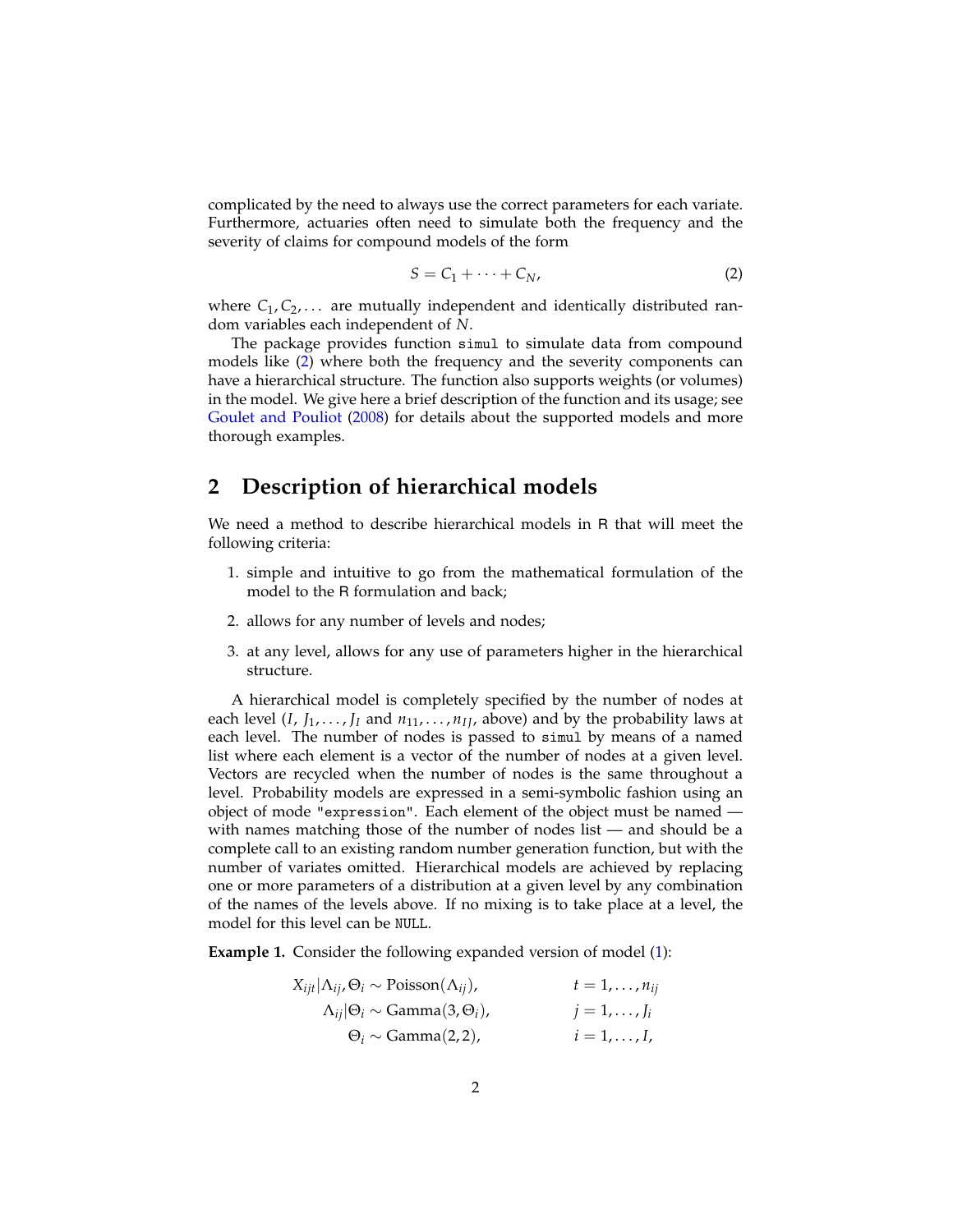complicated by the need to always use the correct parameters for each variate. Furthermore, actuaries often need to simulate both the frequency and the severity of claims for compound models of the form

$$S = C_1 + \cdots + C_N, \tag{2}$$

where $C_1, C_2, \ldots$ are mutually independent and identically distributed random variables each independent of $N$.

The package provides function `simul` to simulate data from compound models like (2) where both the frequency and the severity components can have a hierarchical structure. The function also supports weights (or volumes) in the model. We give here a brief description of the function and its usage; see Goulet and Pouliot (2008) for details about the supported models and more thorough examples.

## 2 Description of hierarchical models

We need a method to describe hierarchical models in R that will meet the following criteria:

1. simple and intuitive to go from the mathematical formulation of the model to the R formulation and back;
2. allows for any number of levels and nodes;
3. at any level, allows for any use of parameters higher in the hierarchical structure.

A hierarchical model is completely specified by the number of nodes at each level ($I$, $J_1, \ldots, J_I$ and $n_{11}, \ldots, n_{IJ}$, above) and by the probability laws at each level. The number of nodes is passed to `simul` by means of a named list where each element is a vector of the number of nodes at a given level. Vectors are recycled when the number of nodes is the same throughout a level. Probability models are expressed in a semi-symbolic fashion using an object of mode `"expression"`. Each element of the object must be named — with names matching those of the number of nodes list — and should be a complete call to an existing random number generation function, but with the number of variates omitted. Hierarchical models are achieved by replacing one or more parameters of a distribution at a given level by any combination of the names of the levels above. If no mixing is to take place at a level, the model for this level can be `NULL`.

**Example 1.** Consider the following expanded version of model (1):

$$\begin{aligned}
X_{ijt} | \Lambda_{ij}, \Theta_i &\sim \text{Poisson}(\Lambda_{ij}), & t &= 1, \ldots, n_{ij} \\
\Lambda_{ij} | \Theta_i &\sim \text{Gamma}(3, \Theta_i), & j &= 1, \ldots, J_i \\
\Theta_i &\sim \text{Gamma}(2, 2), & i &= 1, \ldots, I,
\end{aligned}$$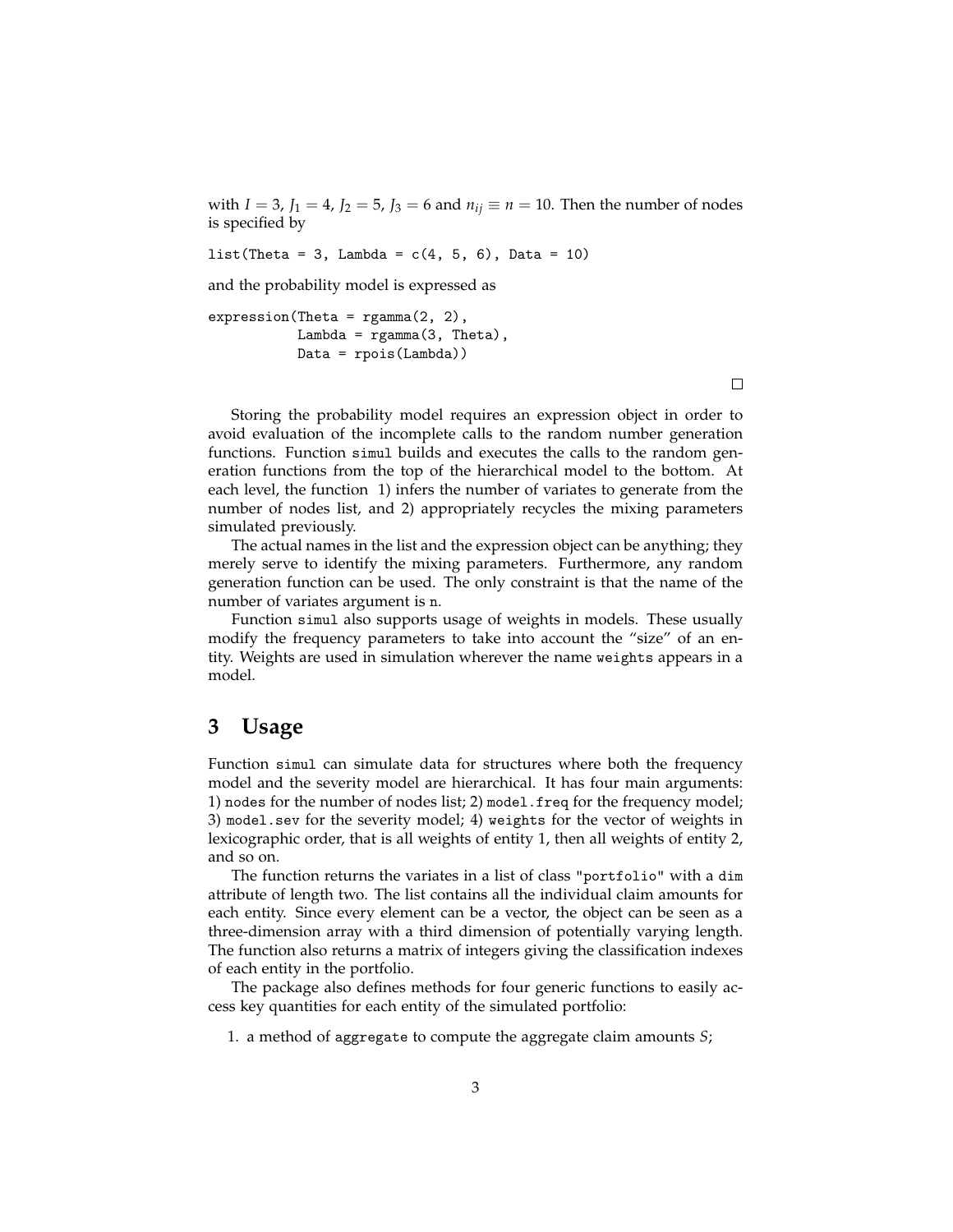with $I = 3$, $J_1 = 4$, $J_2 = 5$, $J_3 = 6$ and $n_{ij} \equiv n = 10$. Then the number of nodes is specified by

```
list(Theta = 3, Lambda = c(4, 5, 6), Data = 10)
```

and the probability model is expressed as

```
expression(Theta = rgamma(2, 2),
           Lambda = rgamma(3, Theta),
           Data = rpois(Lambda))
```

□

Storing the probability model requires an expression object in order to avoid evaluation of the incomplete calls to the random number generation functions. Function `simul` builds and executes the calls to the random generation functions from the top of the hierarchical model to the bottom. At each level, the function 1) infers the number of variates to generate from the number of nodes list, and 2) appropriately recycles the mixing parameters simulated previously.

The actual names in the list and the expression object can be anything; they merely serve to identify the mixing parameters. Furthermore, any random generation function can be used. The only constraint is that the name of the number of variates argument is `n`.

Function `simul` also supports usage of weights in models. These usually modify the frequency parameters to take into account the "size" of an entity. Weights are used in simulation wherever the name `weights` appears in a model.

## 3 Usage

Function `simul` can simulate data for structures where both the frequency model and the severity model are hierarchical. It has four main arguments: 1) `nodes` for the number of nodes list; 2) `model.freq` for the frequency model; 3) `model.sev` for the severity model; 4) `weights` for the vector of weights in lexicographic order, that is all weights of entity 1, then all weights of entity 2, and so on.

The function returns the variates in a list of class `"portfolio"` with a `dim` attribute of length two. The list contains all the individual claim amounts for each entity. Since every element can be a vector, the object can be seen as a three-dimension array with a third dimension of potentially varying length. The function also returns a matrix of integers giving the classification indexes of each entity in the portfolio.

The package also defines methods for four generic functions to easily access key quantities for each entity of the simulated portfolio:

1. a method of `aggregate` to compute the aggregate claim amounts $S$;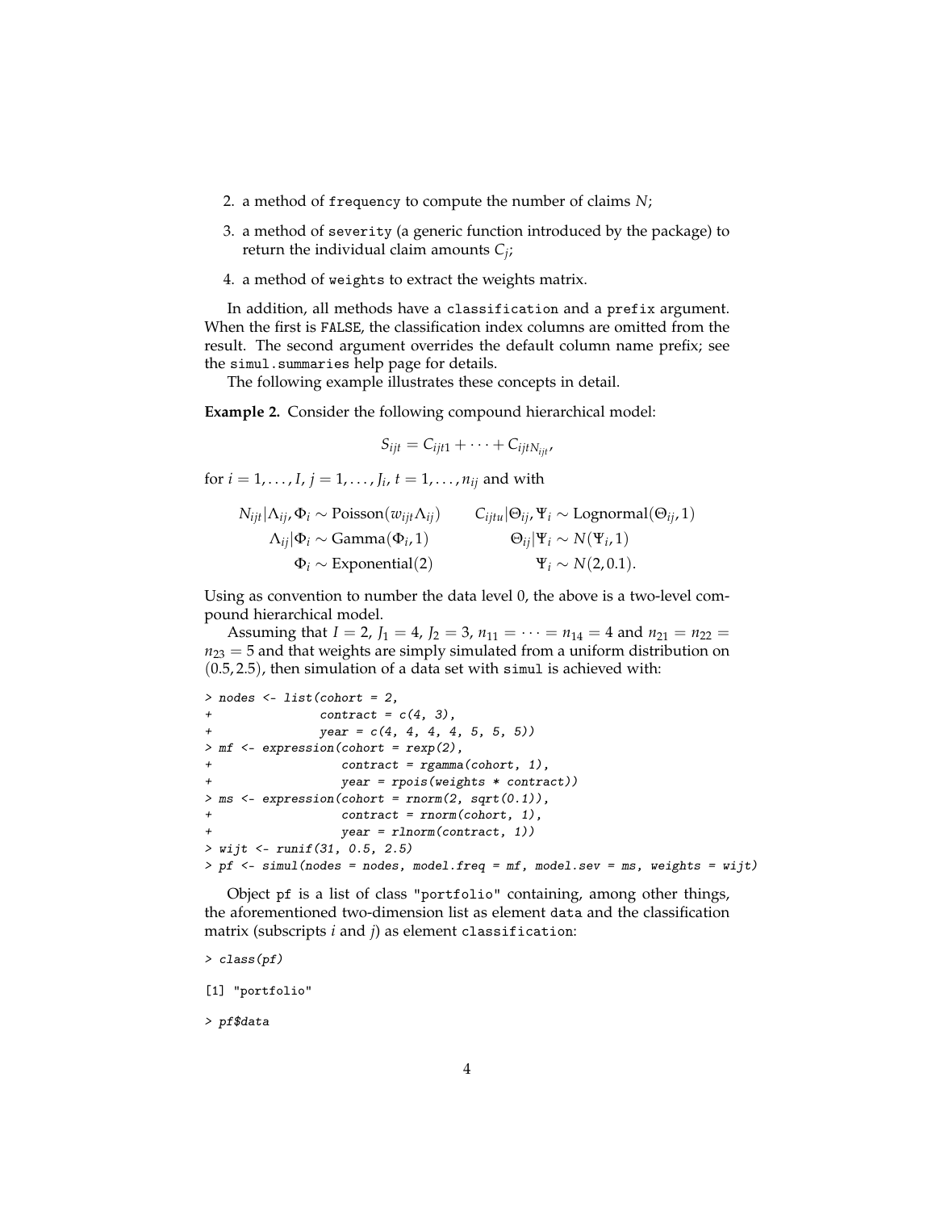2. a method of `frequency` to compute the number of claims $N$;
3. a method of `severity` (a generic function introduced by the package) to return the individual claim amounts $C_j$;
4. a method of `weights` to extract the weights matrix.

In addition, all methods have a `classification` and a `prefix` argument. When the first is `FALSE`, the classification index columns are omitted from the result. The second argument overrides the default column name prefix; see the `simul.summaries` help page for details.

The following example illustrates these concepts in detail.

**Example 2.** Consider the following compound hierarchical model:

$$S_{ijt} = C_{ijt1} + \cdots + C_{ijtN_{ijt}},$$

for $i = 1, \dots, I$, $j = 1, \dots, J_i$, $t = 1, \dots, n_{ij}$ and with

$$
\begin{aligned}
N_{ijt}|\Lambda_{ij}, \Phi_i &\sim \text{Poisson}(w_{ijt}\Lambda_{ij}) & C_{ijtu}|\Theta_{ij}, \Psi_i &\sim \text{Lognormal}(\Theta_{ij}, 1) \\
\Lambda_{ij}|\Phi_i &\sim \text{Gamma}(\Phi_i, 1) & \Theta_{ij}|\Psi_i &\sim N(\Psi_i, 1) \\
\Phi_i &\sim \text{Exponential}(2) & \Psi_i &\sim N(2, 0.1).
\end{aligned}
$$

Using as convention to number the data level 0, the above is a two-level compound hierarchical model.

Assuming that $I = 2$, $J_1 = 4$, $J_2 = 3$, $n_{11} = \cdots = n_{14} = 4$ and $n_{21} = n_{22} = n_{23} = 5$ and that weights are simply simulated from a uniform distribution on $(0.5, 2.5)$, then simulation of a data set with `simul` is achieved with:

```
> nodes <- list(cohort = 2,
+               contract = c(4, 3),
+               year = c(4, 4, 4, 4, 5, 5, 5))
> mf <- expression(cohort = rexp(2),
+                  contract = rgamma(cohort, 1),
+                  year = rpois(weights * contract))
> ms <- expression(cohort = rnorm(2, sqrt(0.1)),
+                  contract = rnorm(cohort, 1),
+                  year = rlnorm(contract, 1))
> wijt <- runif(31, 0.5, 2.5)
> pf <- simul(nodes = nodes, model.freq = mf, model.sev = ms, weights = wijt)
```

Object `pf` is a list of class `"portfolio"` containing, among other things, the aforementioned two-dimension list as element `data` and the classification matrix (subscripts $i$ and $j$) as element `classification`:

```
> class(pf)

[1] "portfolio"

> pf$data
```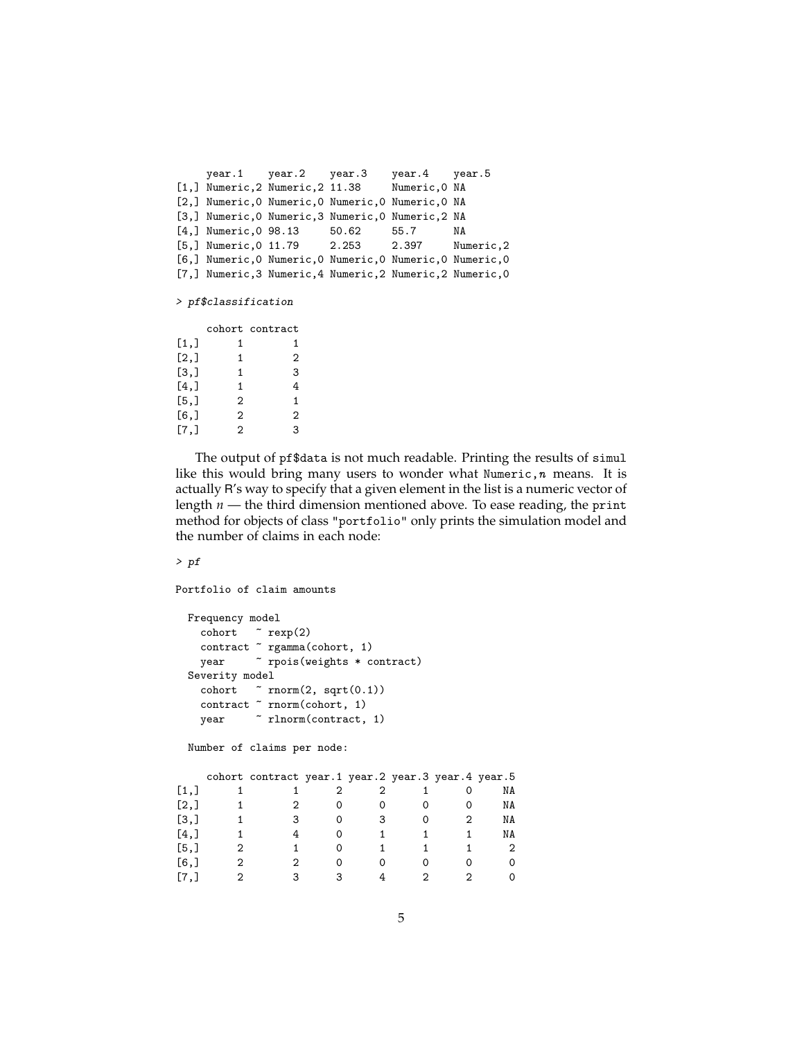```
     year.1    year.2    year.3    year.4    year.5
[1,] Numeric,2 Numeric,2 11.38     Numeric,0 NA
[2,] Numeric,0 Numeric,0 Numeric,0 Numeric,0 NA
[3,] Numeric,0 Numeric,3 Numeric,0 Numeric,2 NA
[4,] Numeric,0 98.13     50.62     55.7      NA
[5,] Numeric,0 11.79     2.253     2.397     Numeric,2
[6,] Numeric,0 Numeric,0 Numeric,0 Numeric,0 Numeric,0
[7,] Numeric,3 Numeric,4 Numeric,2 Numeric,2 Numeric,0
```

```
> pf$classification
```

```
     cohort contract
[1,]      1        1
[2,]      1        2
[3,]      1        3
[4,]      1        4
[5,]      2        1
[6,]      2        2
[7,]      2        3
```

The output of `pf$data` is not much readable. Printing the results of `simul` like this would bring many users to wonder what `Numeric,`$n$ means. It is actually R's way to specify that a given element in the list is a numeric vector of length $n$ — the third dimension mentioned above. To ease reading, the `print` method for objects of class `"portfolio"` only prints the simulation model and the number of claims in each node:

```
> pf

Portfolio of claim amounts

  Frequency model
    cohort   ~ rexp(2)
    contract ~ rgamma(cohort, 1)
    year     ~ rpois(weights * contract)
  Severity model
    cohort   ~ rnorm(2, sqrt(0.1))
    contract ~ rnorm(cohort, 1)
    year     ~ rlnorm(contract, 1)

  Number of claims per node:

     cohort contract year.1 year.2 year.3 year.4 year.5
[1,]      1        1      2      2      1      0     NA
[2,]      1        2      0      0      0      0     NA
[3,]      1        3      0      3      0      2     NA
[4,]      1        4      0      1      1      1     NA
[5,]      2        1      0      1      1      1      2
[6,]      2        2      0      0      0      0      0
[7,]      2        3      3      4      2      2      0
```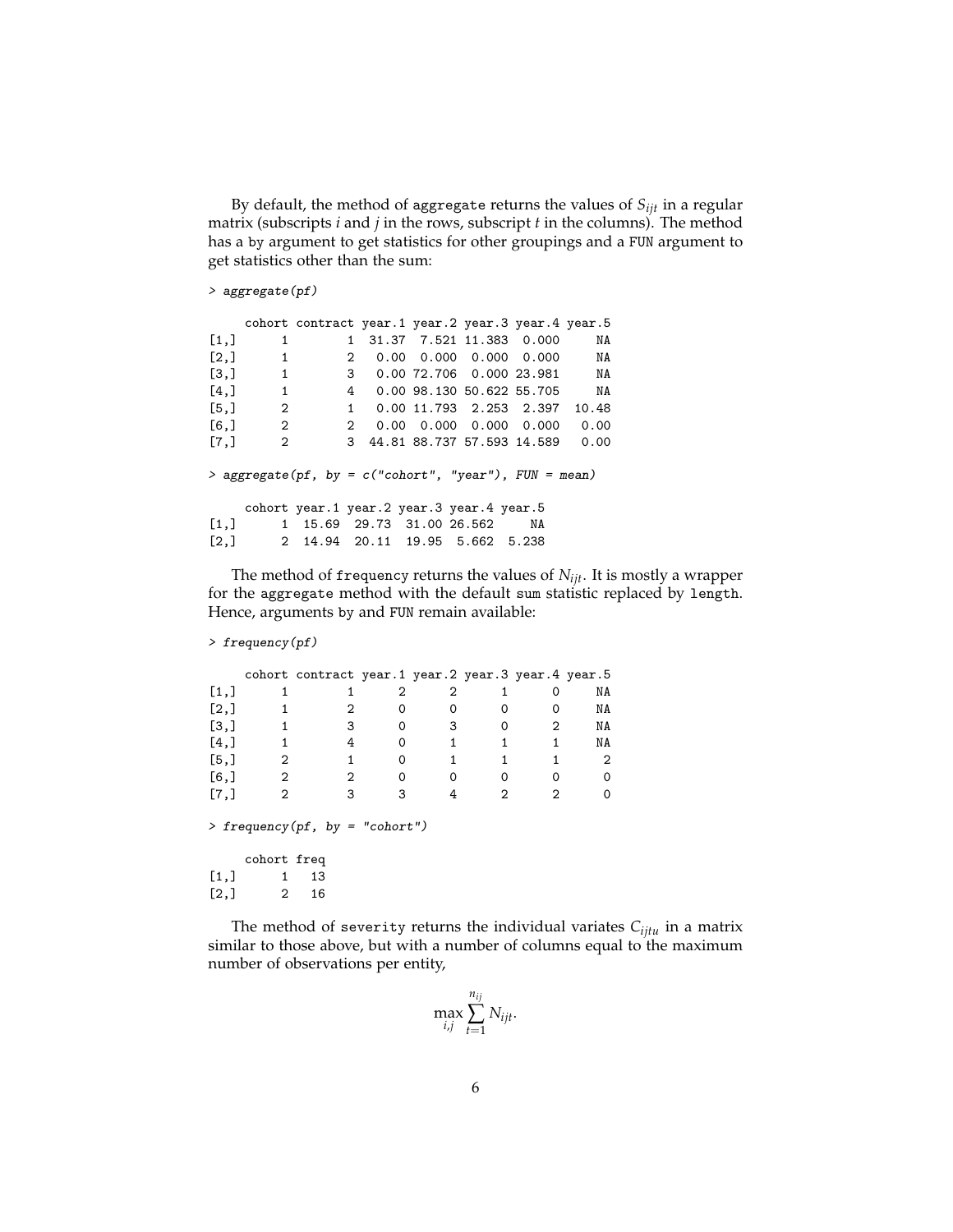By default, the method of `aggregate` returns the values of $S_{ijt}$ in a regular matrix (subscripts $i$ and $j$ in the rows, subscript $t$ in the columns). The method has a `by` argument to get statistics for other groupings and a `FUN` argument to get statistics other than the sum:

```
> aggregate(pf)

     cohort contract year.1 year.2 year.3 year.4 year.5
[1,]      1        1  31.37  7.521 11.383  0.000     NA
[2,]      1        2   0.00  0.000  0.000  0.000     NA
[3,]      1        3   0.00 72.706  0.000 23.981     NA
[4,]      1        4   0.00 98.130 50.622 55.705     NA
[5,]      2        1   0.00 11.793  2.253  2.397  10.48
[6,]      2        2   0.00  0.000  0.000  0.000   0.00
[7,]      2        3  44.81 88.737 57.593 14.589   0.00

> aggregate(pf, by = c("cohort", "year"), FUN = mean)

     cohort year.1 year.2 year.3 year.4 year.5
[1,]      1  15.69  29.73  31.00 26.562     NA
[2,]      2  14.94  20.11  19.95  5.662  5.238
```

The method of `frequency` returns the values of $N_{ijt}$. It is mostly a wrapper for the `aggregate` method with the default `sum` statistic replaced by `length`. Hence, arguments `by` and `FUN` remain available:

```
> frequency(pf)

     cohort contract year.1 year.2 year.3 year.4 year.5
[1,]      1        1      2      2      1      0     NA
[2,]      1        2      0      0      0      0     NA
[3,]      1        3      0      3      0      2     NA
[4,]      1        4      0      1      1      1     NA
[5,]      2        1      0      1      1      1      2
[6,]      2        2      0      0      0      0      0
[7,]      2        3      3      4      2      2      0

> frequency(pf, by = "cohort")

     cohort freq
[1,]      1   13
[2,]      2   16
```

The method of `severity` returns the individual variates $C_{ijtu}$ in a matrix similar to those above, but with a number of columns equal to the maximum number of observations per entity,

$$\max_{i,j} \sum_{t=1}^{n_{ij}} N_{ijt}.$$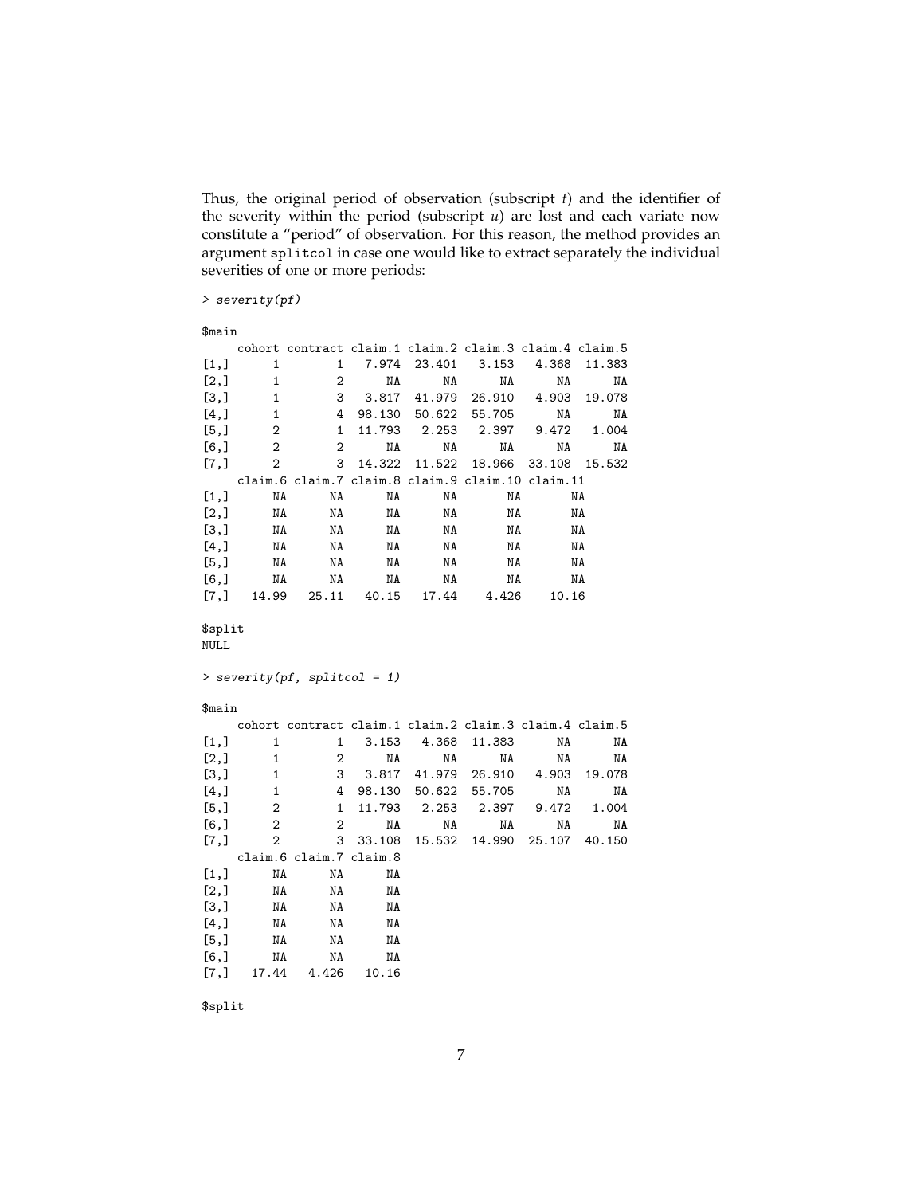Thus, the original period of observation (subscript $t$) and the identifier of the severity within the period (subscript $u$) are lost and each variate now constitute a "period" of observation. For this reason, the method provides an argument `splitcol` in case one would like to extract separately the individual severities of one or more periods:

```
> severity(pf)

$main
     cohort contract claim.1 claim.2 claim.3 claim.4 claim.5
[1,]      1        1   7.974  23.401   3.153   4.368  11.383
[2,]      1        2      NA      NA      NA      NA      NA
[3,]      1        3   3.817  41.979  26.910   4.903  19.078
[4,]      1        4  98.130  50.622  55.705      NA      NA
[5,]      2        1  11.793   2.253   2.397   9.472   1.004
[6,]      2        2      NA      NA      NA      NA      NA
[7,]      2        3  14.322  11.522  18.966  33.108  15.532
     claim.6 claim.7 claim.8 claim.9 claim.10 claim.11
[1,]      NA      NA      NA      NA       NA       NA
[2,]      NA      NA      NA      NA       NA       NA
[3,]      NA      NA      NA      NA       NA       NA
[4,]      NA      NA      NA      NA       NA       NA
[5,]      NA      NA      NA      NA       NA       NA
[6,]      NA      NA      NA      NA       NA       NA
[7,]   14.99   25.11   40.15   17.44    4.426    10.16

$split
NULL

> severity(pf, splitcol = 1)

$main
     cohort contract claim.1 claim.2 claim.3 claim.4 claim.5
[1,]      1        1   3.153   4.368  11.383      NA      NA
[2,]      1        2      NA      NA      NA      NA      NA
[3,]      1        3   3.817  41.979  26.910   4.903  19.078
[4,]      1        4  98.130  50.622  55.705      NA      NA
[5,]      2        1  11.793   2.253   2.397   9.472   1.004
[6,]      2        2      NA      NA      NA      NA      NA
[7,]      2        3  33.108  15.532  14.990  25.107  40.150
     claim.6 claim.7 claim.8
[1,]      NA      NA      NA
[2,]      NA      NA      NA
[3,]      NA      NA      NA
[4,]      NA      NA      NA
[5,]      NA      NA      NA
[6,]      NA      NA      NA
[7,]   17.44   4.426   10.16

$split
```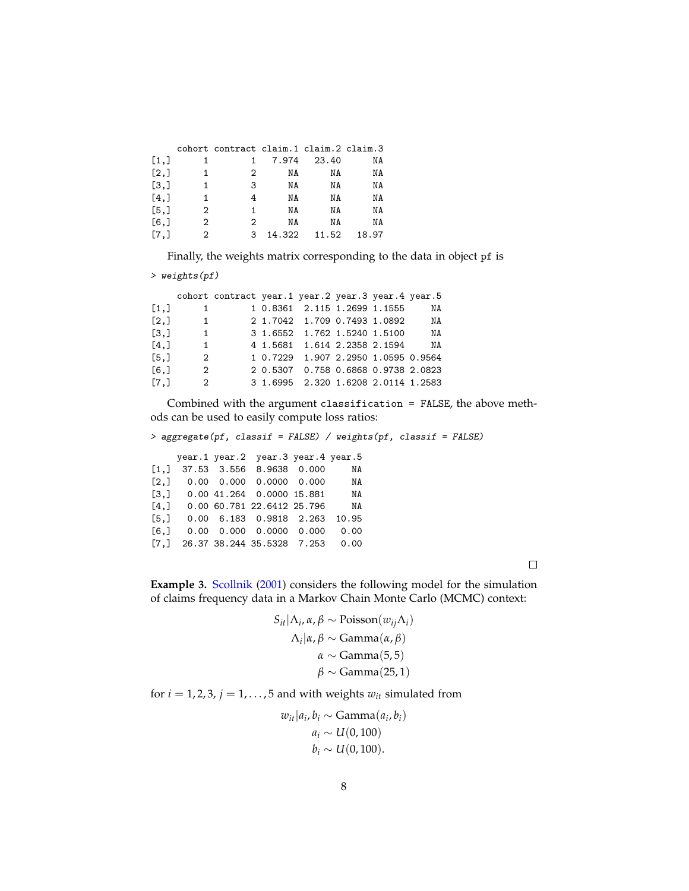```
     cohort contract claim.1 claim.2 claim.3
[1,]      1        1   7.974   23.40      NA
[2,]      1        2      NA      NA      NA
[3,]      1        3      NA      NA      NA
[4,]      1        4      NA      NA      NA
[5,]      2        1      NA      NA      NA
[6,]      2        2      NA      NA      NA
[7,]      2        3  14.322   11.52   18.97
```

Finally, the weights matrix corresponding to the data in object pf is

```
> weights(pf)
```

```
     cohort contract year.1 year.2 year.3 year.4 year.5
[1,]      1        1 0.8361  2.115 1.2699 1.1555     NA
[2,]      1        2 1.7042  1.709 0.7493 1.0892     NA
[3,]      1        3 1.6552  1.762 1.5240 1.5100     NA
[4,]      1        4 1.5681  1.614 2.2358 2.1594     NA
[5,]      2        1 0.7229  1.907 2.2950 1.0595 0.9564
[6,]      2        2 0.5307  0.758 0.6868 0.9738 2.0823
[7,]      2        3 1.6995  2.320 1.6208 2.0114 1.2583
```

Combined with the argument classification = FALSE, the above methods can be used to easily compute loss ratios:

```
> aggregate(pf, classif = FALSE) / weights(pf, classif = FALSE)
```

```
     year.1 year.2  year.3 year.4 year.5
[1,]  37.53  3.556  8.9638  0.000     NA
[2,]   0.00  0.000  0.0000  0.000     NA
[3,]   0.00 41.264  0.0000 15.881     NA
[4,]   0.00 60.781 22.6412 25.796     NA
[5,]   0.00  6.183  0.9818  2.263  10.95
[6,]   0.00  0.000  0.0000  0.000   0.00
[7,]  26.37 38.244 35.5328  7.253   0.00
```

□

**Example 3.** Scollnik (2001) considers the following model for the simulation of claims frequency data in a Markov Chain Monte Carlo (MCMC) context:

$$
\begin{aligned}
S_{it}|\Lambda_i, \alpha, \beta &\sim \text{Poisson}(w_{ij}\Lambda_i) \\
\Lambda_i|\alpha, \beta &\sim \text{Gamma}(\alpha, \beta) \\
\alpha &\sim \text{Gamma}(5, 5) \\
\beta &\sim \text{Gamma}(25, 1)
\end{aligned}
$$

for $i = 1, 2, 3$, $j = 1, \dots, 5$ and with weights $w_{it}$ simulated from

$$
\begin{aligned}
w_{it}|a_i, b_i &\sim \text{Gamma}(a_i, b_i) \\
a_i &\sim U(0, 100) \\
b_i &\sim U(0, 100).
\end{aligned}
$$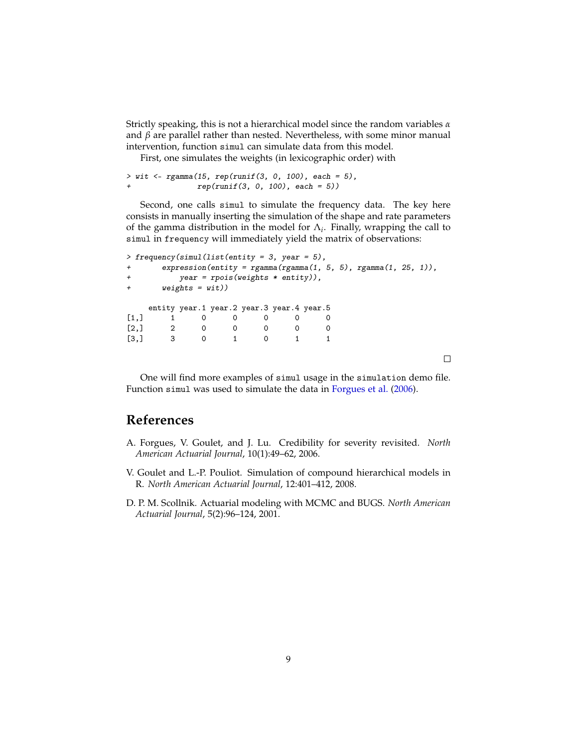Strictly speaking, this is not a hierarchical model since the random variables $\alpha$ and $\beta$ are parallel rather than nested. Nevertheless, with some minor manual intervention, function `simul` can simulate data from this model.

First, one simulates the weights (in lexicographic order) with

```
> wit <- rgamma(15, rep(runif(3, 0, 100), each = 5),
+               rep(runif(3, 0, 100), each = 5))
```

Second, one calls `simul` to simulate the frequency data. The key here consists in manually inserting the simulation of the shape and rate parameters of the gamma distribution in the model for $\Lambda_i$. Finally, wrapping the call to `simul` in `frequency` will immediately yield the matrix of observations:

```
> frequency(simul(list(entity = 3, year = 5),
+       expression(entity = rgamma(rgamma(1, 5, 5), rgamma(1, 25, 1)),
+           year = rpois(weights * entity)),
+       weights = wit))

     entity year.1 year.2 year.3 year.4 year.5
[1,]      1      0      0      0      0      0
[2,]      2      0      0      0      0      0
[3,]      3      0      1      0      1      1
```

□

One will find more examples of `simul` usage in the `simulation` demo file. Function `simul` was used to simulate the data in Forgues et al. (2006).

## References

A. Forgues, V. Goulet, and J. Lu. Credibility for severity revisited. *North American Actuarial Journal*, 10(1):49–62, 2006.

V. Goulet and L.-P. Pouliot. Simulation of compound hierarchical models in R. *North American Actuarial Journal*, 12:401–412, 2008.

D. P. M. Scollnik. Actuarial modeling with MCMC and BUGS. *North American Actuarial Journal*, 5(2):96–124, 2001.